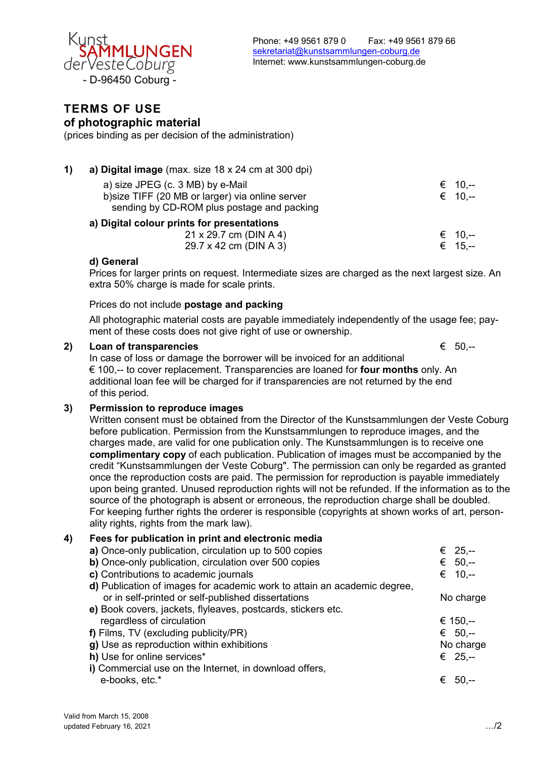Kunst SAMMLUNGEN der Veste Coburg
- D-96450 Coburg -

Phone: +49 9561 879 0 Fax: +49 9561 879 66
sekretariat@kunstsammlungen-coburg.de
Internet: www.kunstsammlungen-coburg.de

# TERMS OF USE
## of photographic material

(prices binding as per decision of the administration)

**1)** **a) Digital image** (max. size 18 x 24 cm at 300 dpi)

| | |
|---|---|
| a) size JPEG (c. 3 MB) by e-Mail | € 10,-- |
| b)size TIFF (20 MB or larger) via online server sending by CD-ROM plus postage and packing | € 10,-- |

**a) Digital colour prints for presentations**

| | |
|---|---|
| 21 x 29.7 cm (DIN A 4) | € 10,-- |
| 29.7 x 42 cm (DIN A 3) | € 15,-- |

**d) General**

Prices for larger prints on request. Intermediate sizes are charged as the next largest size. An extra 50% charge is made for scale prints.

Prices do not include **postage and packing**

All photographic material costs are payable immediately independently of the usage fee; payment of these costs does not give right of use or ownership.

**2)** **Loan of transparencies** € 50,--

In case of loss or damage the borrower will be invoiced for an additional € 100,-- to cover replacement. Transparencies are loaned for **four months** only. An additional loan fee will be charged for if transparencies are not returned by the end of this period.

**3)** **Permission to reproduce images**

Written consent must be obtained from the Director of the Kunstsammlungen der Veste Coburg before publication. Permission from the Kunstsammlungen to reproduce images, and the charges made, are valid for one publication only. The Kunstsammlungen is to receive one **complimentary copy** of each publication. Publication of images must be accompanied by the credit "Kunstsammlungen der Veste Coburg". The permission can only be regarded as granted once the reproduction costs are paid. The permission for reproduction is payable immediately upon being granted. Unused reproduction rights will not be refunded. If the information as to the source of the photograph is absent or erroneous, the reproduction charge shall be doubled. For keeping further rights the orderer is responsible (copyrights at shown works of art, personality rights, rights from the mark law).

**4)** **Fees for publication in print and electronic media**

| | |
|---|---|
| **a)** Once-only publication, circulation up to 500 copies | € 25,-- |
| **b)** Once-only publication, circulation over 500 copies | € 50,-- |
| **c)** Contributions to academic journals | € 10,-- |
| **d)** Publication of images for academic work to attain an academic degree, or in self-printed or self-published dissertations | No charge |
| **e)** Book covers, jackets, flyleaves, postcards, stickers etc. regardless of circulation | € 150,-- |
| **f)** Films, TV (excluding publicity/PR) | € 50,-- |
| **g)** Use as reproduction within exhibitions | No charge |
| **h)** Use for online services* | € 25,-- |
| **i)** Commercial use on the Internet, in download offers, e-books, etc.* | € 50,-- |

Valid from March 15, 2008
updated February 16, 2021

…/2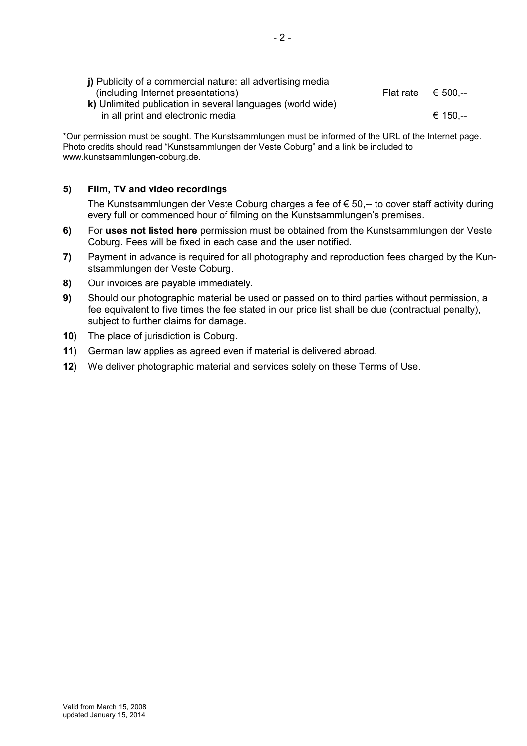| | | |
|---|---|---|
| **j)** Publicity of a commercial nature: all advertising media (including Internet presentations) | Flat rate | € 500,-- |
| **k)** Unlimited publication in several languages (world wide) in all print and electronic media | | € 150,-- |

*Our permission must be sought. The Kunstsammlungen must be informed of the URL of the Internet page. Photo credits should read "Kunstsammlungen der Veste Coburg" and a link be included to www.kunstsammlungen-coburg.de.

**5) Film, TV and video recordings**

The Kunstsammlungen der Veste Coburg charges a fee of € 50,-- to cover staff activity during every full or commenced hour of filming on the Kunstsammlungen's premises.

**6)** For **uses not listed here** permission must be obtained from the Kunstsammlungen der Veste Coburg. Fees will be fixed in each case and the user notified.

**7)** Payment in advance is required for all photography and reproduction fees charged by the Kunstsammlungen der Veste Coburg.

**8)** Our invoices are payable immediately.

**9)** Should our photographic material be used or passed on to third parties without permission, a fee equivalent to five times the fee stated in our price list shall be due (contractual penalty), subject to further claims for damage.

**10)** The place of jurisdiction is Coburg.

**11)** German law applies as agreed even if material is delivered abroad.

**12)** We deliver photographic material and services solely on these Terms of Use.

Valid from March 15, 2008
updated January 15, 2014